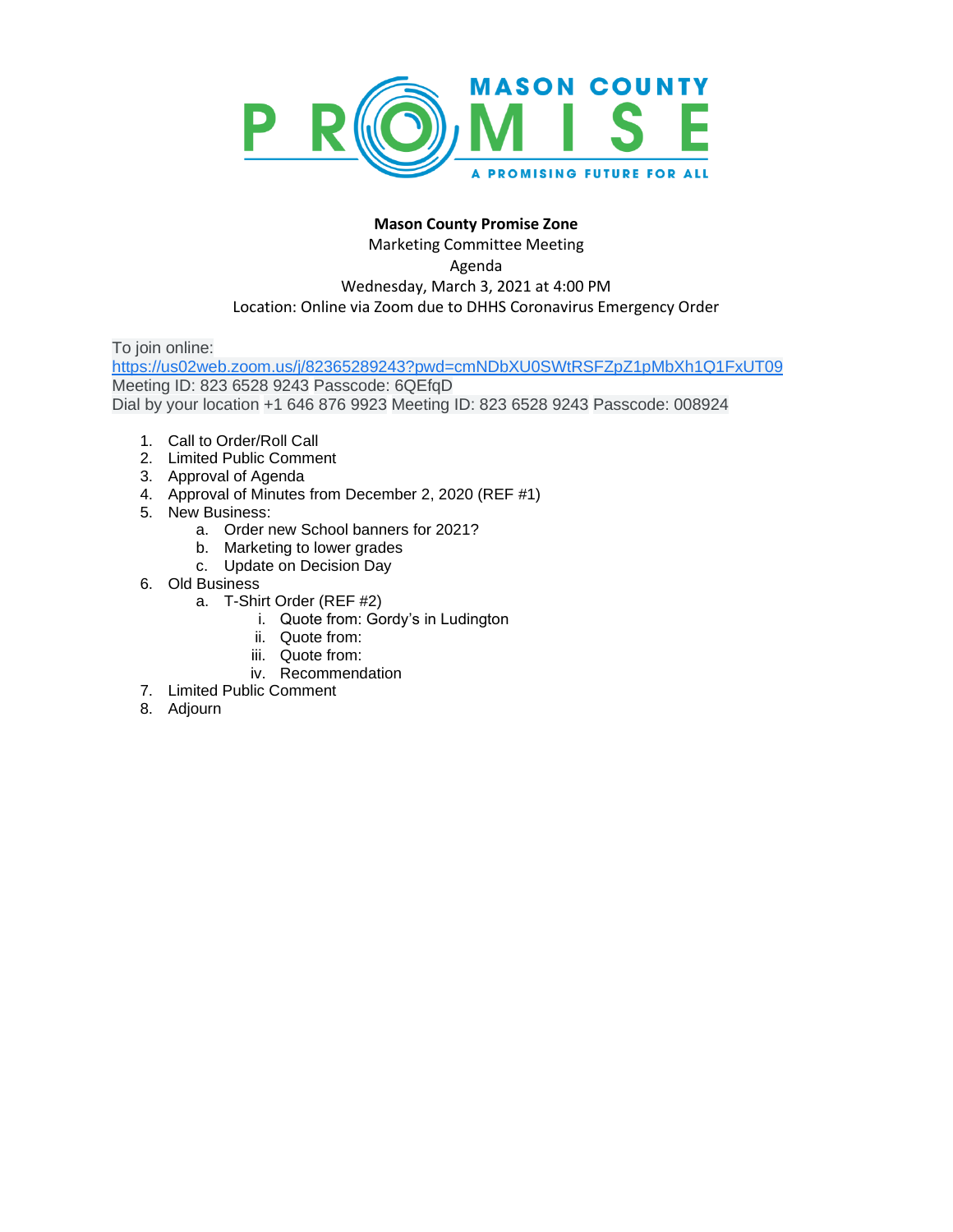MASON COUNTY PROMISE

A PROMISING FUTURE FOR ALL

**Mason County Promise Zone**

Marketing Committee Meeting

Agenda

Wednesday, March 3, 2021 at 4:00 PM

Location: Online via Zoom due to DHHS Coronavirus Emergency Order

To join online:
https://us02web.zoom.us/j/82365289243?pwd=cmNDbXU0SWtRSFZpZ1pMbXh1Q1FxUT09
Meeting ID: 823 6528 9243 Passcode: 6QEfqD
Dial by your location +1 646 876 9923 Meeting ID: 823 6528 9243 Passcode: 008924

1. Call to Order/Roll Call
2. Limited Public Comment
3. Approval of Agenda
4. Approval of Minutes from December 2, 2020 (REF #1)
5. New Business:
   a. Order new School banners for 2021?
   b. Marketing to lower grades
   c. Update on Decision Day
6. Old Business
   a. T-Shirt Order (REF #2)
      i. Quote from: Gordy's in Ludington
      ii. Quote from:
      iii. Quote from:
      iv. Recommendation
7. Limited Public Comment
8. Adjourn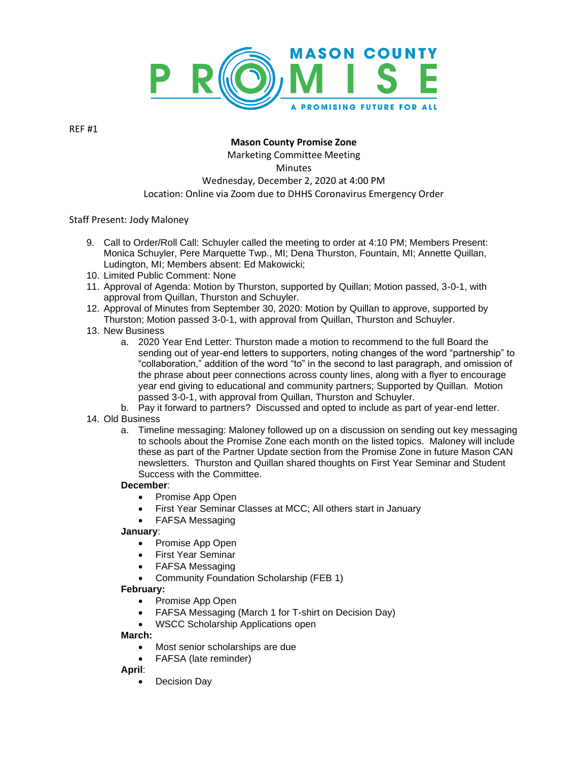MASON COUNTY PROMISE

A PROMISING FUTURE FOR ALL

REF #1

**Mason County Promise Zone**
Marketing Committee Meeting
Minutes
Wednesday, December 2, 2020 at 4:00 PM
Location: Online via Zoom due to DHHS Coronavirus Emergency Order

Staff Present: Jody Maloney

9. Call to Order/Roll Call: Schuyler called the meeting to order at 4:10 PM; Members Present: Monica Schuyler, Pere Marquette Twp., MI; Dena Thurston, Fountain, MI; Annette Quillan, Ludington, MI; Members absent: Ed Makowicki;
10. Limited Public Comment: None
11. Approval of Agenda: Motion by Thurston, supported by Quillan; Motion passed, 3-0-1, with approval from Quillan, Thurston and Schuyler.
12. Approval of Minutes from September 30, 2020: Motion by Quillan to approve, supported by Thurston; Motion passed 3-0-1, with approval from Quillan, Thurston and Schuyler.
13. New Business
    a. 2020 Year End Letter: Thurston made a motion to recommend to the full Board the sending out of year-end letters to supporters, noting changes of the word "partnership" to "collaboration," addition of the word "to" in the second to last paragraph, and omission of the phrase about peer connections across county lines, along with a flyer to encourage year end giving to educational and community partners; Supported by Quillan. Motion passed 3-0-1, with approval from Quillan, Thurston and Schuyler.
    b. Pay it forward to partners? Discussed and opted to include as part of year-end letter.
14. Old Business
    a. Timeline messaging: Maloney followed up on a discussion on sending out key messaging to schools about the Promise Zone each month on the listed topics. Maloney will include these as part of the Partner Update section from the Promise Zone in future Mason CAN newsletters. Thurston and Quillan shared thoughts on First Year Seminar and Student Success with the Committee.

**December**:
- Promise App Open
- First Year Seminar Classes at MCC; All others start in January
- FAFSA Messaging

**January**:
- Promise App Open
- First Year Seminar
- FAFSA Messaging
- Community Foundation Scholarship (FEB 1)

**February:**
- Promise App Open
- FAFSA Messaging (March 1 for T-shirt on Decision Day)
- WSCC Scholarship Applications open

**March:**
- Most senior scholarships are due
- FAFSA (late reminder)

**April**:
- Decision Day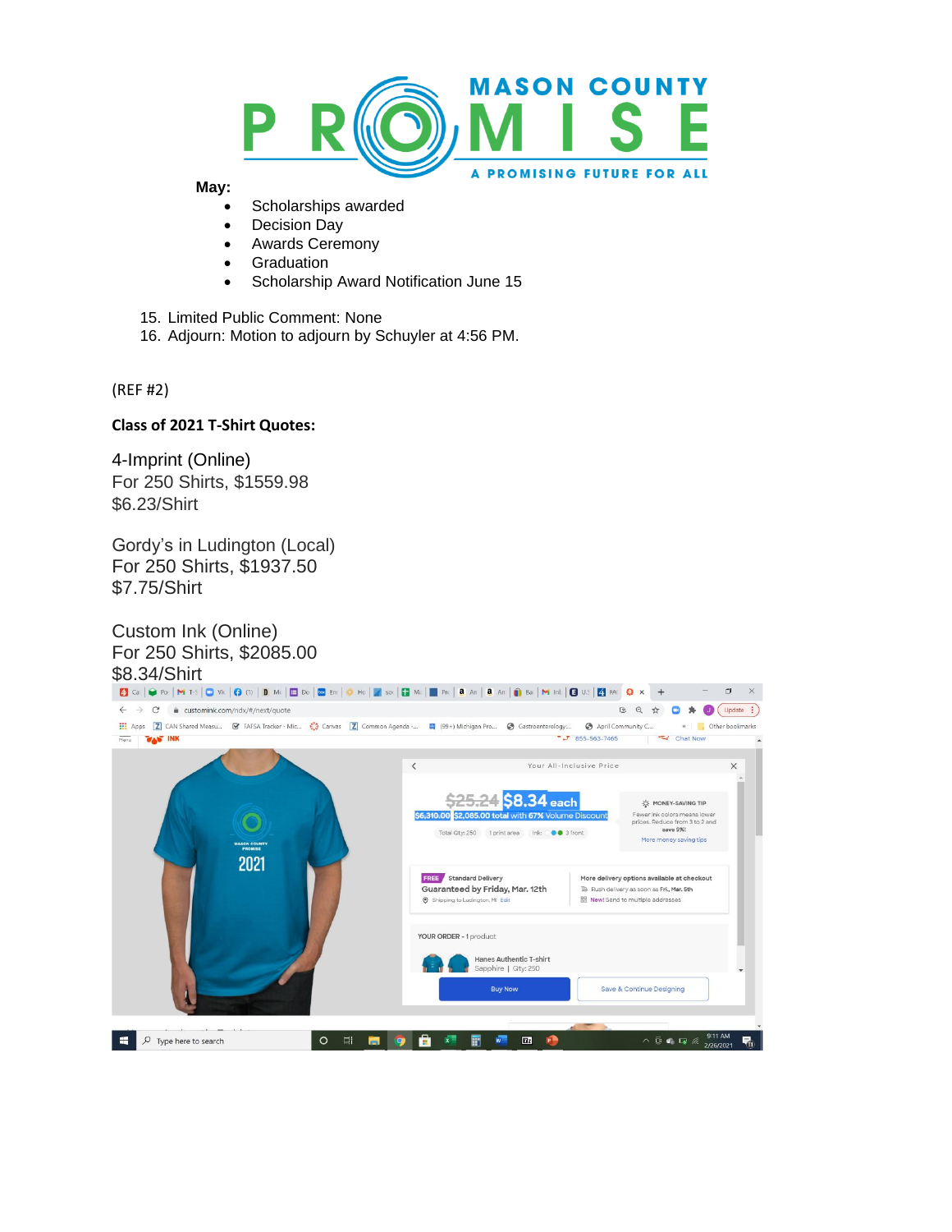**May:**

- Scholarships awarded
- Decision Day
- Awards Ceremony
- Graduation
- Scholarship Award Notification June 15

15. Limited Public Comment: None
16. Adjourn: Motion to adjourn by Schuyler at 4:56 PM.

(REF #2)

**Class of 2021 T-Shirt Quotes:**

4-Imprint (Online)
For 250 Shirts, $1559.98
$6.23/Shirt

Gordy's in Ludington (Local)
For 250 Shirts, $1937.50
$7.75/Shirt

Custom Ink (Online)
For 250 Shirts, $2085.00
$8.34/Shirt